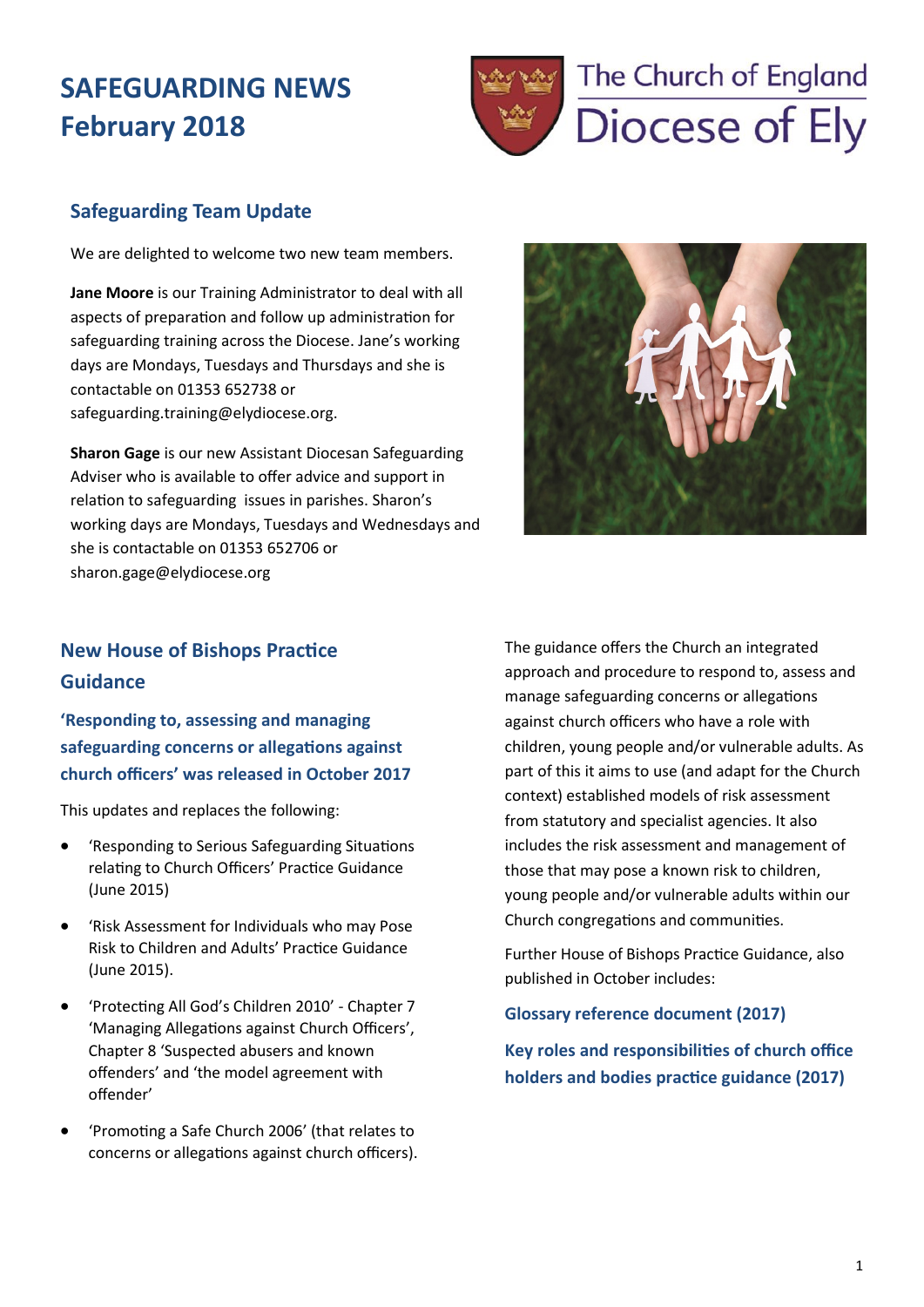# SAFEGUARDING NEWS February 2018

The Church of England Diocese of Ely

## Safeguarding Team Update

We are delighted to welcome two new team members.

**Jane Moore** is our Training Administrator to deal with all aspects of preparation and follow up administration for safeguarding training across the Diocese. Jane's working days are Mondays, Tuesdays and Thursdays and she is contactable on 01353 652738 or safeguarding.training@elydiocese.org.

**Sharon Gage** is our new Assistant Diocesan Safeguarding Adviser who is available to offer advice and support in relation to safeguarding issues in parishes. Sharon's working days are Mondays, Tuesdays and Wednesdays and she is contactable on 01353 652706 or sharon.gage@elydiocese.org

## New House of Bishops Practice Guidance

### 'Responding to, assessing and managing safeguarding concerns or allegations against church officers' was released in October 2017

This updates and replaces the following:

- 'Responding to Serious Safeguarding Situations relating to Church Officers' Practice Guidance (June 2015)
- 'Risk Assessment for Individuals who may Pose Risk to Children and Adults' Practice Guidance (June 2015).
- 'Protecting All God's Children 2010' - Chapter 7 'Managing Allegations against Church Officers', Chapter 8 'Suspected abusers and known offenders' and 'the model agreement with offender'
- 'Promoting a Safe Church 2006' (that relates to concerns or allegations against church officers).

The guidance offers the Church an integrated approach and procedure to respond to, assess and manage safeguarding concerns or allegations against church officers who have a role with children, young people and/or vulnerable adults. As part of this it aims to use (and adapt for the Church context) established models of risk assessment from statutory and specialist agencies. It also includes the risk assessment and management of those that may pose a known risk to children, young people and/or vulnerable adults within our Church congregations and communities.

Further House of Bishops Practice Guidance, also published in October includes:

**Glossary reference document (2017)**

**Key roles and responsibilities of church office holders and bodies practice guidance (2017)**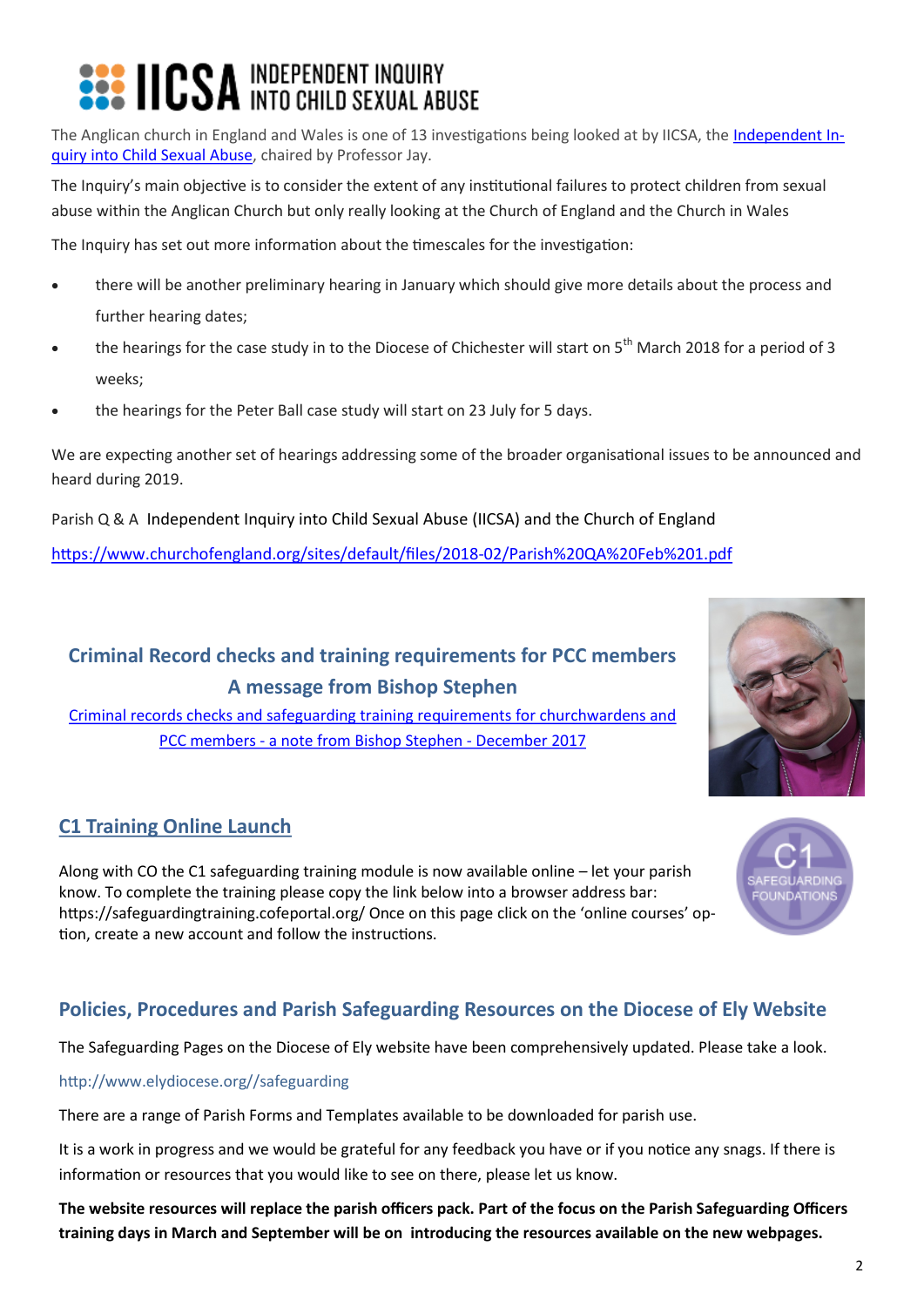# IICSA INDEPENDENT INQUIRY INTO CHILD SEXUAL ABUSE

The Anglican church in England and Wales is one of 13 investigations being looked at by IICSA, the Independent Inquiry into Child Sexual Abuse, chaired by Professor Jay.

The Inquiry's main objective is to consider the extent of any institutional failures to protect children from sexual abuse within the Anglican Church but only really looking at the Church of England and the Church in Wales

The Inquiry has set out more information about the timescales for the investigation:

- there will be another preliminary hearing in January which should give more details about the process and further hearing dates;
- the hearings for the case study in to the Diocese of Chichester will start on 5th March 2018 for a period of 3 weeks;
- the hearings for the Peter Ball case study will start on 23 July for 5 days.

We are expecting another set of hearings addressing some of the broader organisational issues to be announced and heard during 2019.

Parish Q & A Independent Inquiry into Child Sexual Abuse (IICSA) and the Church of England

https://www.churchofengland.org/sites/default/files/2018-02/Parish%20QA%20Feb%201.pdf

## Criminal Record checks and training requirements for PCC members
## A message from Bishop Stephen

Criminal records checks and safeguarding training requirements for churchwardens and PCC members - a note from Bishop Stephen - December 2017

## C1 Training Online Launch

Along with CO the C1 safeguarding training module is now available online – let your parish know. To complete the training please copy the link below into a browser address bar: https://safeguardingtraining.cofeportal.org/ Once on this page click on the 'online courses' option, create a new account and follow the instructions.

## Policies, Procedures and Parish Safeguarding Resources on the Diocese of Ely Website

The Safeguarding Pages on the Diocese of Ely website have been comprehensively updated. Please take a look.

http://www.elydiocese.org//safeguarding

There are a range of Parish Forms and Templates available to be downloaded for parish use.

It is a work in progress and we would be grateful for any feedback you have or if you notice any snags. If there is information or resources that you would like to see on there, please let us know.

**The website resources will replace the parish officers pack. Part of the focus on the Parish Safeguarding Officers training days in March and September will be on introducing the resources available on the new webpages.**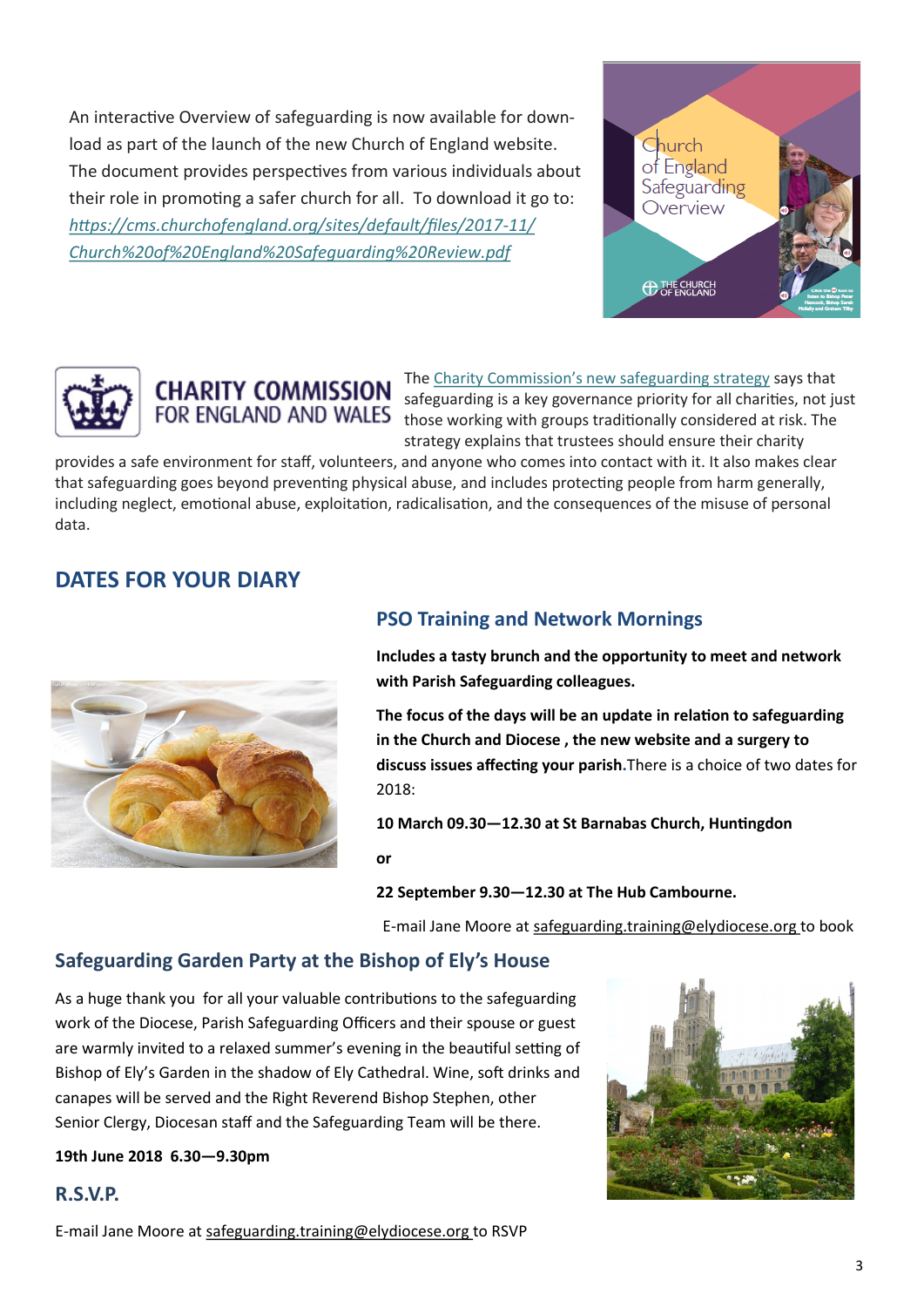An interactive Overview of safeguarding is now available for download as part of the launch of the new Church of England website. The document provides perspectives from various individuals about their role in promoting a safer church for all. To download it go to: https://cms.churchofengland.org/sites/default/files/2017-11/Church%20of%20England%20Safeguarding%20Review.pdf

CHARITY COMMISSION FOR ENGLAND AND WALES

The Charity Commission's new safeguarding strategy says that safeguarding is a key governance priority for all charities, not just those working with groups traditionally considered at risk. The strategy explains that trustees should ensure their charity provides a safe environment for staff, volunteers, and anyone who comes into contact with it. It also makes clear that safeguarding goes beyond preventing physical abuse, and includes protecting people from harm generally, including neglect, emotional abuse, exploitation, radicalisation, and the consequences of the misuse of personal data.

## DATES FOR YOUR DIARY

### PSO Training and Network Mornings

**Includes a tasty brunch and the opportunity to meet and network with Parish Safeguarding colleagues.**

**The focus of the days will be an update in relation to safeguarding in the Church and Diocese , the new website and a surgery to discuss issues affecting your parish.** There is a choice of two dates for 2018:

**10 March 09.30—12.30 at St Barnabas Church, Huntingdon**

**or**

**22 September 9.30—12.30 at The Hub Cambourne.**

E-mail Jane Moore at safeguarding.training@elydiocese.org to book

### Safeguarding Garden Party at the Bishop of Ely's House

As a huge thank you for all your valuable contributions to the safeguarding work of the Diocese, Parish Safeguarding Officers and their spouse or guest are warmly invited to a relaxed summer's evening in the beautiful setting of Bishop of Ely's Garden in the shadow of Ely Cathedral. Wine, soft drinks and canapes will be served and the Right Reverend Bishop Stephen, other Senior Clergy, Diocesan staff and the Safeguarding Team will be there.

**19th June 2018 6.30—9.30pm**

### R.S.V.P.

E-mail Jane Moore at safeguarding.training@elydiocese.org to RSVP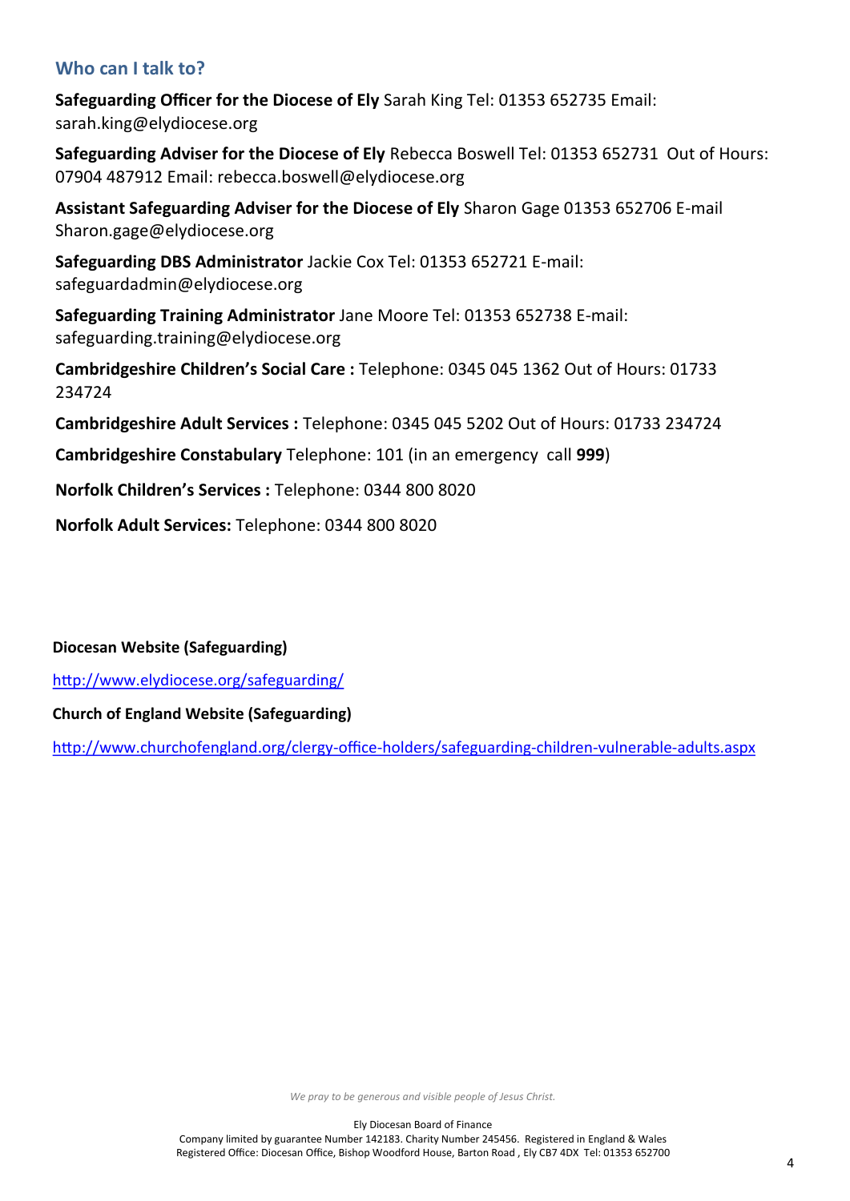## Who can I talk to?

**Safeguarding Officer for the Diocese of Ely** Sarah King Tel: 01353 652735 Email: sarah.king@elydiocese.org

**Safeguarding Adviser for the Diocese of Ely** Rebecca Boswell Tel: 01353 652731 Out of Hours: 07904 487912 Email: rebecca.boswell@elydiocese.org

**Assistant Safeguarding Adviser for the Diocese of Ely** Sharon Gage 01353 652706 E-mail Sharon.gage@elydiocese.org

**Safeguarding DBS Administrator** Jackie Cox Tel: 01353 652721 E-mail: safeguardadmin@elydiocese.org

**Safeguarding Training Administrator** Jane Moore Tel: 01353 652738 E-mail: safeguarding.training@elydiocese.org

**Cambridgeshire Children's Social Care :** Telephone: 0345 045 1362 Out of Hours: 01733 234724

**Cambridgeshire Adult Services :** Telephone: 0345 045 5202 Out of Hours: 01733 234724

**Cambridgeshire Constabulary** Telephone: 101 (in an emergency call **999**)

**Norfolk Children's Services :** Telephone: 0344 800 8020

**Norfolk Adult Services:** Telephone: 0344 800 8020

**Diocesan Website (Safeguarding)**

http://www.elydiocese.org/safeguarding/

**Church of England Website (Safeguarding)**

http://www.churchofengland.org/clergy-office-holders/safeguarding-children-vulnerable-adults.aspx

*We pray to be generous and visible people of Jesus Christ.*

Ely Diocesan Board of Finance
Company limited by guarantee Number 142183. Charity Number 245456. Registered in England & Wales
Registered Office: Diocesan Office, Bishop Woodford House, Barton Road , Ely CB7 4DX Tel: 01353 652700